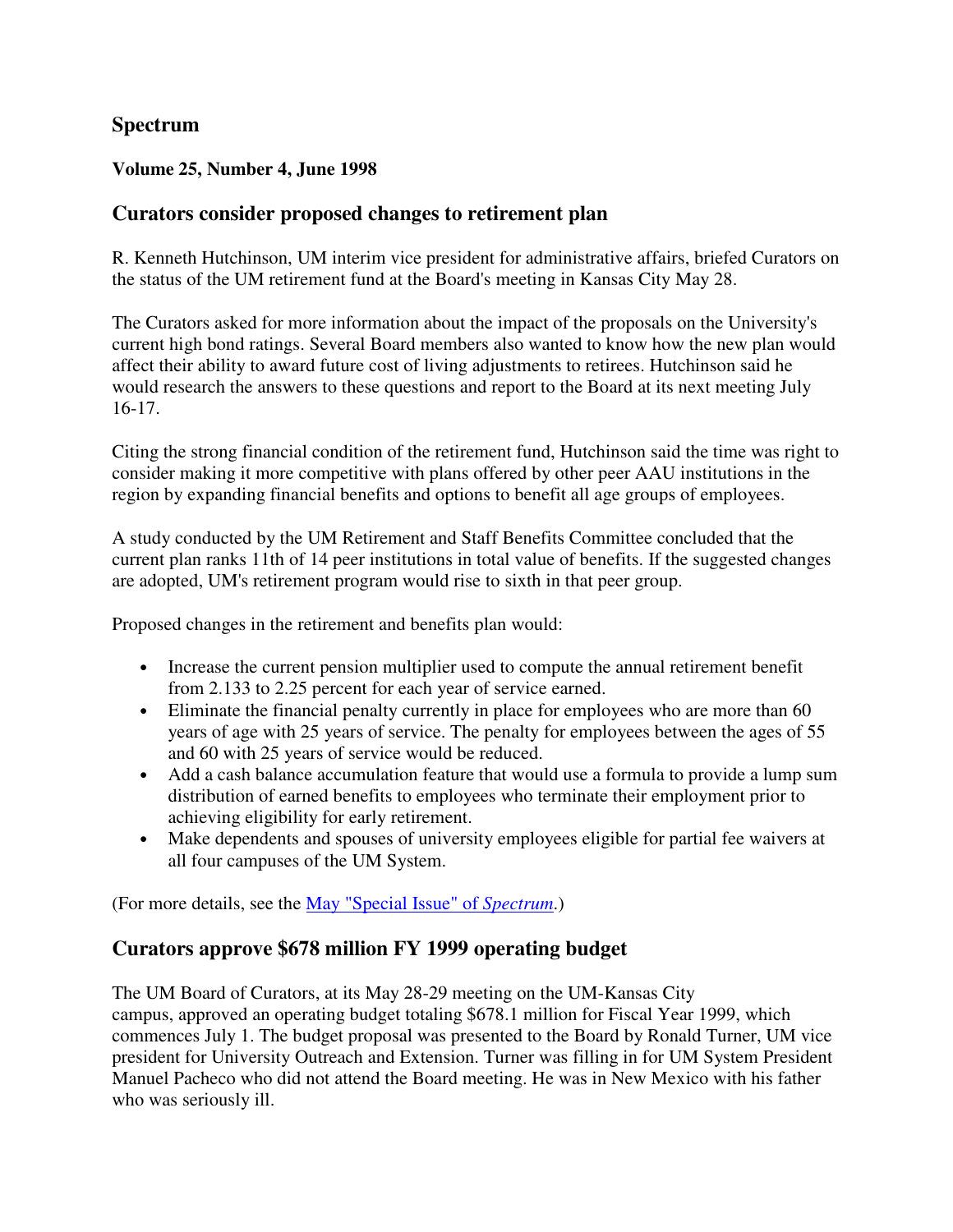# Spectrum

**Volume 25, Number 4, June 1998**

## Curators consider proposed changes to retirement plan

R. Kenneth Hutchinson, UM interim vice president for administrative affairs, briefed Curators on the status of the UM retirement fund at the Board's meeting in Kansas City May 28.

The Curators asked for more information about the impact of the proposals on the University's current high bond ratings. Several Board members also wanted to know how the new plan would affect their ability to award future cost of living adjustments to retirees. Hutchinson said he would research the answers to these questions and report to the Board at its next meeting July 16-17.

Citing the strong financial condition of the retirement fund, Hutchinson said the time was right to consider making it more competitive with plans offered by other peer AAU institutions in the region by expanding financial benefits and options to benefit all age groups of employees.

A study conducted by the UM Retirement and Staff Benefits Committee concluded that the current plan ranks 11th of 14 peer institutions in total value of benefits. If the suggested changes are adopted, UM's retirement program would rise to sixth in that peer group.

Proposed changes in the retirement and benefits plan would:

- Increase the current pension multiplier used to compute the annual retirement benefit from 2.133 to 2.25 percent for each year of service earned.
- Eliminate the financial penalty currently in place for employees who are more than 60 years of age with 25 years of service. The penalty for employees between the ages of 55 and 60 with 25 years of service would be reduced.
- Add a cash balance accumulation feature that would use a formula to provide a lump sum distribution of earned benefits to employees who terminate their employment prior to achieving eligibility for early retirement.
- Make dependents and spouses of university employees eligible for partial fee waivers at all four campuses of the UM System.

(For more details, see the [May "Special Issue" of *Spectrum*.](#))

## Curators approve $678 million FY 1999 operating budget

The UM Board of Curators, at its May 28-29 meeting on the UM-Kansas City campus, approved an operating budget totaling $678.1 million for Fiscal Year 1999, which commences July 1. The budget proposal was presented to the Board by Ronald Turner, UM vice president for University Outreach and Extension. Turner was filling in for UM System President Manuel Pacheco who did not attend the Board meeting. He was in New Mexico with his father who was seriously ill.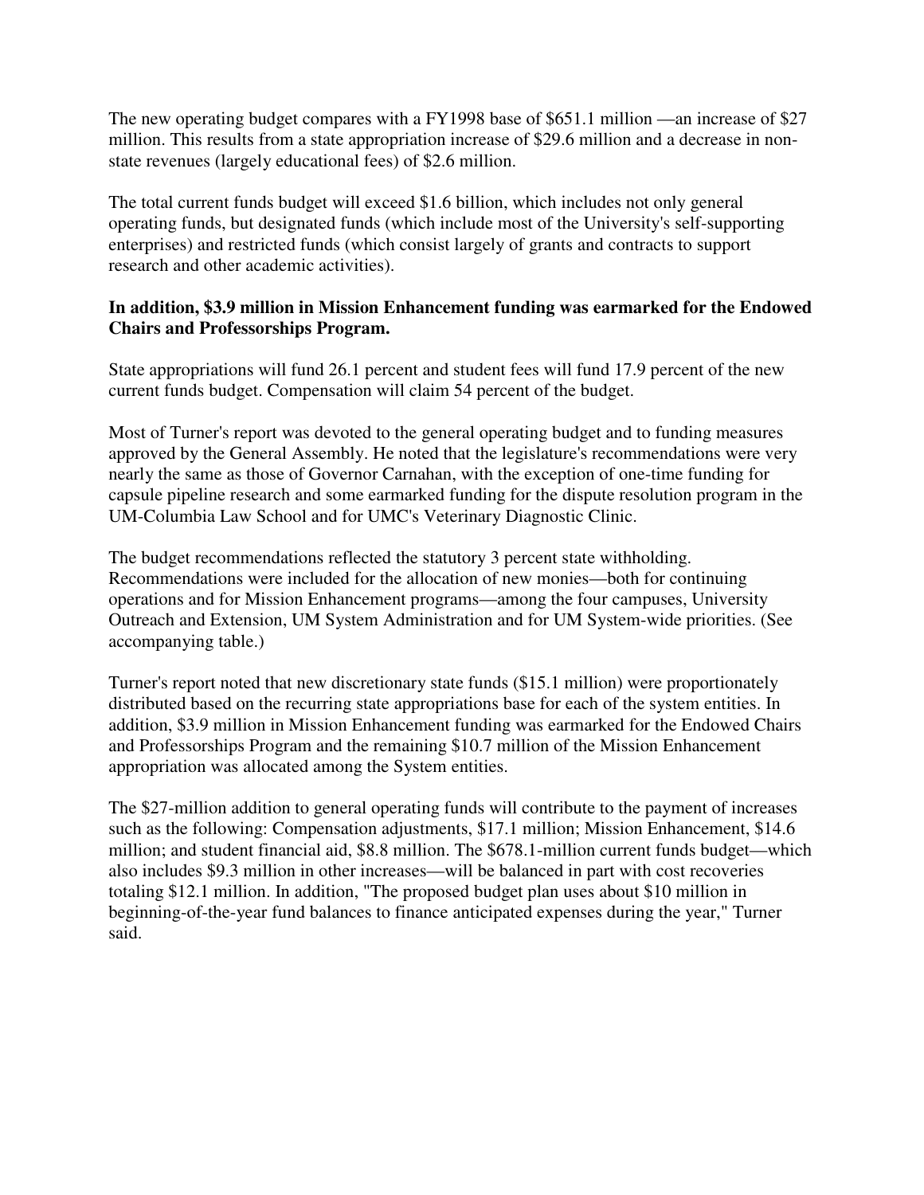The new operating budget compares with a FY1998 base of $651.1 million —an increase of $27 million. This results from a state appropriation increase of $29.6 million and a decrease in non-state revenues (largely educational fees) of $2.6 million.

The total current funds budget will exceed $1.6 billion, which includes not only general operating funds, but designated funds (which include most of the University's self-supporting enterprises) and restricted funds (which consist largely of grants and contracts to support research and other academic activities).

**In addition, $3.9 million in Mission Enhancement funding was earmarked for the Endowed Chairs and Professorships Program.**

State appropriations will fund 26.1 percent and student fees will fund 17.9 percent of the new current funds budget. Compensation will claim 54 percent of the budget.

Most of Turner's report was devoted to the general operating budget and to funding measures approved by the General Assembly. He noted that the legislature's recommendations were very nearly the same as those of Governor Carnahan, with the exception of one-time funding for capsule pipeline research and some earmarked funding for the dispute resolution program in the UM-Columbia Law School and for UMC's Veterinary Diagnostic Clinic.

The budget recommendations reflected the statutory 3 percent state withholding. Recommendations were included for the allocation of new monies—both for continuing operations and for Mission Enhancement programs—among the four campuses, University Outreach and Extension, UM System Administration and for UM System-wide priorities. (See accompanying table.)

Turner's report noted that new discretionary state funds ($15.1 million) were proportionately distributed based on the recurring state appropriations base for each of the system entities. In addition, $3.9 million in Mission Enhancement funding was earmarked for the Endowed Chairs and Professorships Program and the remaining $10.7 million of the Mission Enhancement appropriation was allocated among the System entities.

The $27-million addition to general operating funds will contribute to the payment of increases such as the following: Compensation adjustments, $17.1 million; Mission Enhancement, $14.6 million; and student financial aid, $8.8 million. The $678.1-million current funds budget—which also includes $9.3 million in other increases—will be balanced in part with cost recoveries totaling $12.1 million. In addition, "The proposed budget plan uses about $10 million in beginning-of-the-year fund balances to finance anticipated expenses during the year," Turner said.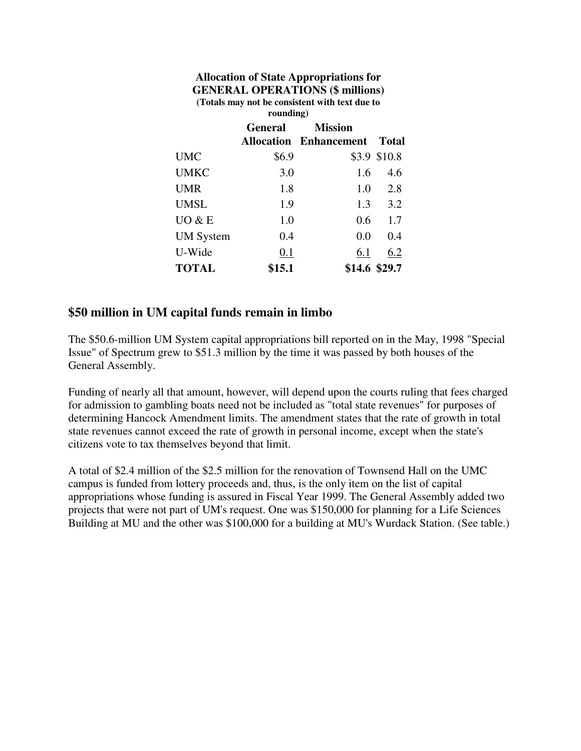**Allocation of State Appropriations for GENERAL OPERATIONS ($ millions)**
**(Totals may not be consistent with text due to rounding)**

| | General Allocation | Mission Enhancement | Total |
|---|---|---|---|
| UMC | $6.9 | $3.9 | $10.8 |
| UMKC | 3.0 | 1.6 | 4.6 |
| UMR | 1.8 | 1.0 | 2.8 |
| UMSL | 1.9 | 1.3 | 3.2 |
| UO & E | 1.0 | 0.6 | 1.7 |
| UM System | 0.4 | 0.0 | 0.4 |
| U-Wide | 0.1 | 6.1 | 6.2 |
| **TOTAL** | **$15.1** | **$14.6** | **$29.7** |

## $50 million in UM capital funds remain in limbo

The $50.6-million UM System capital appropriations bill reported on in the May, 1998 "Special Issue" of Spectrum grew to $51.3 million by the time it was passed by both houses of the General Assembly.

Funding of nearly all that amount, however, will depend upon the courts ruling that fees charged for admission to gambling boats need not be included as "total state revenues" for purposes of determining Hancock Amendment limits. The amendment states that the rate of growth in total state revenues cannot exceed the rate of growth in personal income, except when the state's citizens vote to tax themselves beyond that limit.

A total of $2.4 million of the $2.5 million for the renovation of Townsend Hall on the UMC campus is funded from lottery proceeds and, thus, is the only item on the list of capital appropriations whose funding is assured in Fiscal Year 1999. The General Assembly added two projects that were not part of UM's request. One was $150,000 for planning for a Life Sciences Building at MU and the other was $100,000 for a building at MU's Wurdack Station. (See table.)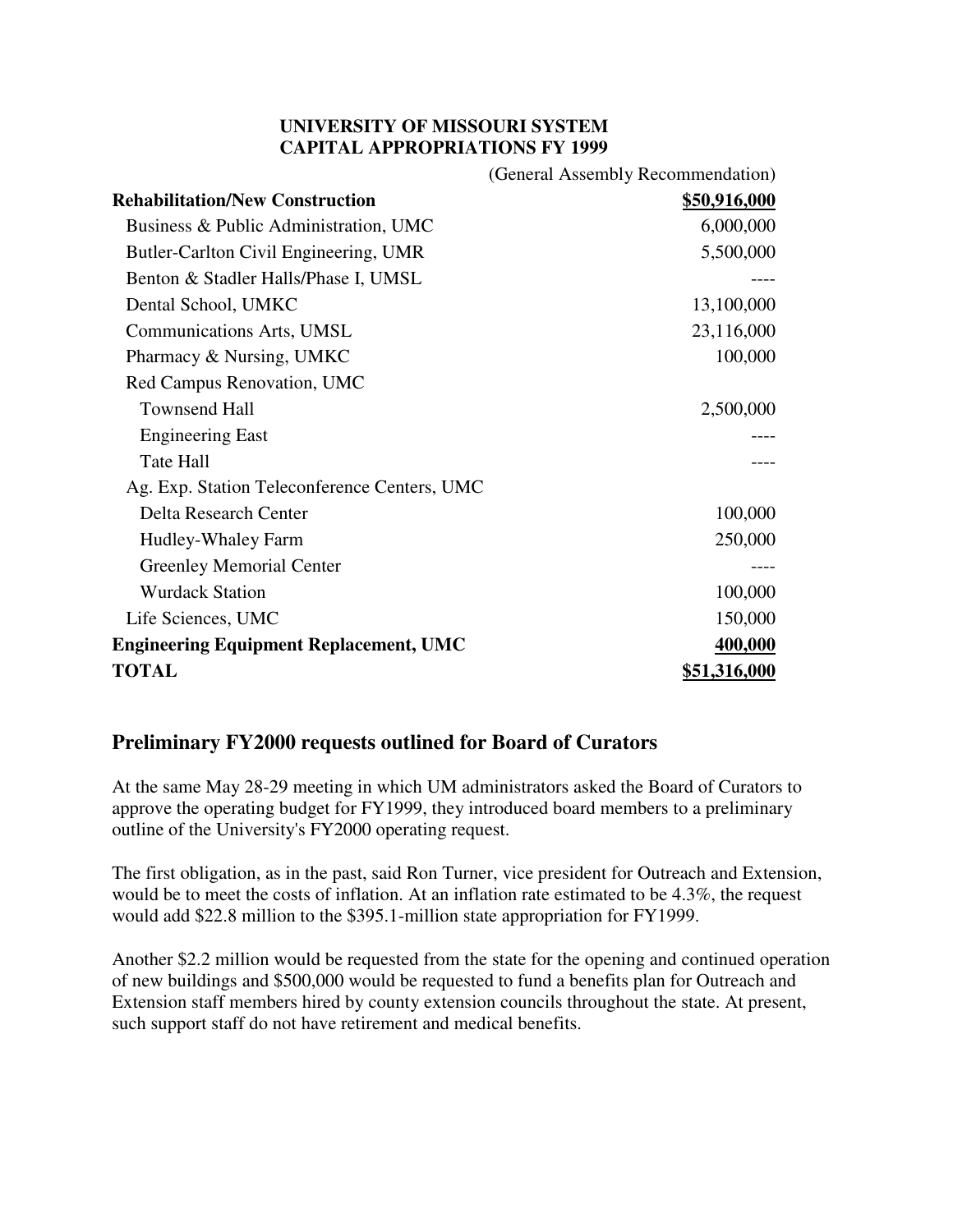**UNIVERSITY OF MISSOURI SYSTEM**
**CAPITAL APPROPRIATIONS FY 1999**

| | (General Assembly Recommendation) |
|---|---|
| **Rehabilitation/New Construction** | **$50,916,000** |
| Business & Public Administration, UMC | 6,000,000 |
| Butler-Carlton Civil Engineering, UMR | 5,500,000 |
| Benton & Stadler Halls/Phase I, UMSL | ---- |
| Dental School, UMKC | 13,100,000 |
| Communications Arts, UMSL | 23,116,000 |
| Pharmacy & Nursing, UMKC | 100,000 |
| Red Campus Renovation, UMC | |
| Townsend Hall | 2,500,000 |
| Engineering East | ---- |
| Tate Hall | ---- |
| Ag. Exp. Station Teleconference Centers, UMC | |
| Delta Research Center | 100,000 |
| Hudley-Whaley Farm | 250,000 |
| Greenley Memorial Center | ---- |
| Wurdack Station | 100,000 |
| Life Sciences, UMC | 150,000 |
| **Engineering Equipment Replacement, UMC** | **400,000** |
| **TOTAL** | **$51,316,000** |

## Preliminary FY2000 requests outlined for Board of Curators

At the same May 28-29 meeting in which UM administrators asked the Board of Curators to approve the operating budget for FY1999, they introduced board members to a preliminary outline of the University's FY2000 operating request.

The first obligation, as in the past, said Ron Turner, vice president for Outreach and Extension, would be to meet the costs of inflation. At an inflation rate estimated to be 4.3%, the request would add $22.8 million to the $395.1-million state appropriation for FY1999.

Another $2.2 million would be requested from the state for the opening and continued operation of new buildings and $500,000 would be requested to fund a benefits plan for Outreach and Extension staff members hired by county extension councils throughout the state. At present, such support staff do not have retirement and medical benefits.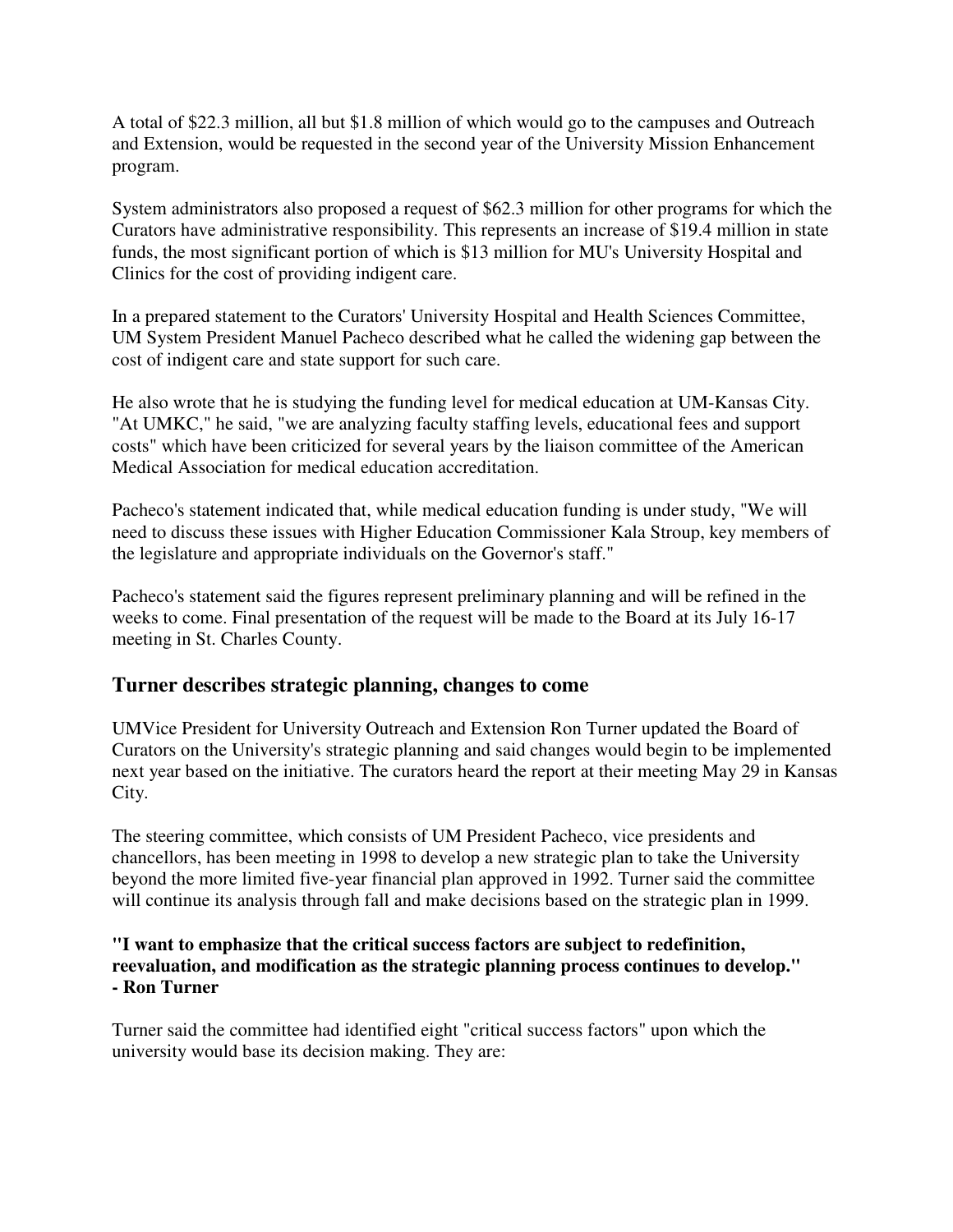A total of $22.3 million, all but $1.8 million of which would go to the campuses and Outreach and Extension, would be requested in the second year of the University Mission Enhancement program.

System administrators also proposed a request of $62.3 million for other programs for which the Curators have administrative responsibility. This represents an increase of $19.4 million in state funds, the most significant portion of which is $13 million for MU's University Hospital and Clinics for the cost of providing indigent care.

In a prepared statement to the Curators' University Hospital and Health Sciences Committee, UM System President Manuel Pacheco described what he called the widening gap between the cost of indigent care and state support for such care.

He also wrote that he is studying the funding level for medical education at UM-Kansas City. "At UMKC," he said, "we are analyzing faculty staffing levels, educational fees and support costs" which have been criticized for several years by the liaison committee of the American Medical Association for medical education accreditation.

Pacheco's statement indicated that, while medical education funding is under study, "We will need to discuss these issues with Higher Education Commissioner Kala Stroup, key members of the legislature and appropriate individuals on the Governor's staff."

Pacheco's statement said the figures represent preliminary planning and will be refined in the weeks to come. Final presentation of the request will be made to the Board at its July 16-17 meeting in St. Charles County.

## Turner describes strategic planning, changes to come

UMVice President for University Outreach and Extension Ron Turner updated the Board of Curators on the University's strategic planning and said changes would begin to be implemented next year based on the initiative. The curators heard the report at their meeting May 29 in Kansas City.

The steering committee, which consists of UM President Pacheco, vice presidents and chancellors, has been meeting in 1998 to develop a new strategic plan to take the University beyond the more limited five-year financial plan approved in 1992. Turner said the committee will continue its analysis through fall and make decisions based on the strategic plan in 1999.

**"I want to emphasize that the critical success factors are subject to redefinition, reevaluation, and modification as the strategic planning process continues to develop."**
**- Ron Turner**

Turner said the committee had identified eight "critical success factors" upon which the university would base its decision making. They are: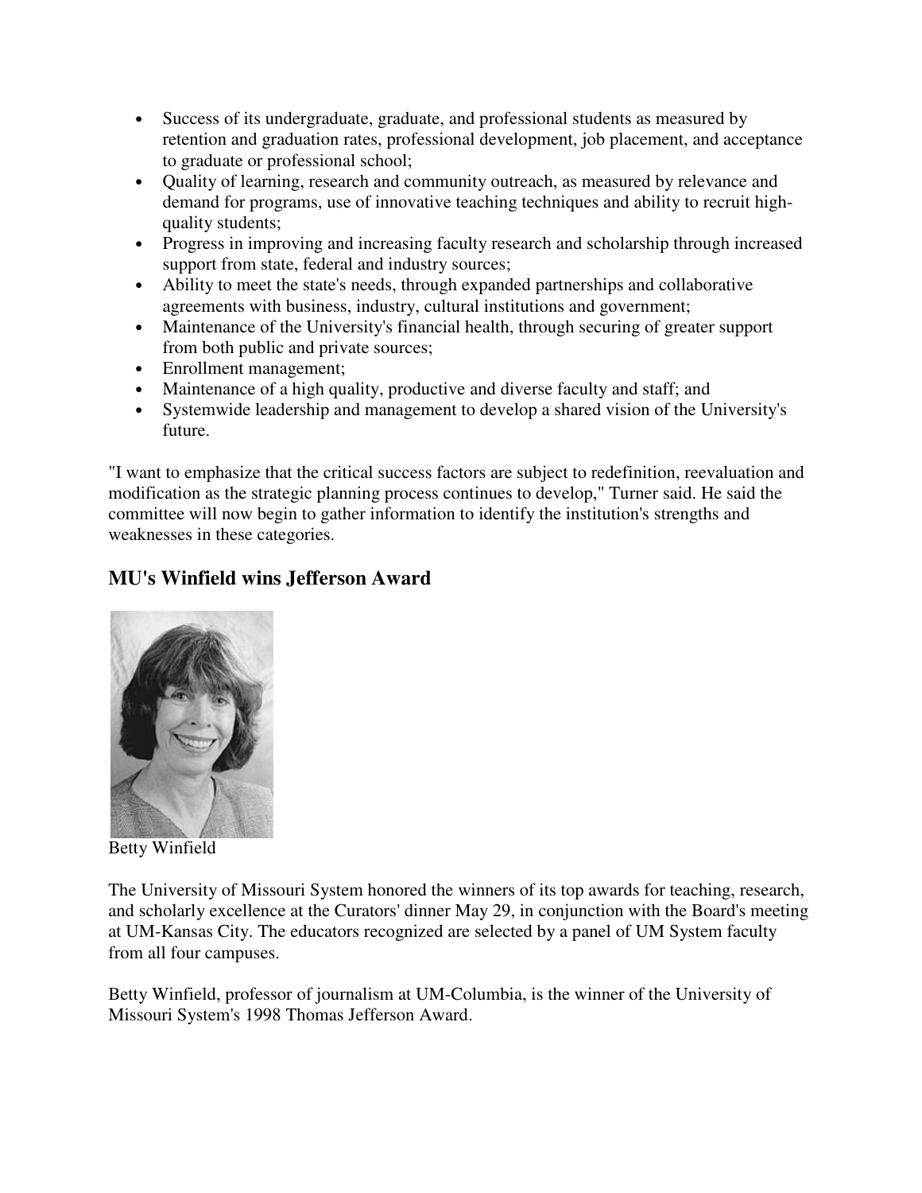- Success of its undergraduate, graduate, and professional students as measured by retention and graduation rates, professional development, job placement, and acceptance to graduate or professional school;
- Quality of learning, research and community outreach, as measured by relevance and demand for programs, use of innovative teaching techniques and ability to recruit high-quality students;
- Progress in improving and increasing faculty research and scholarship through increased support from state, federal and industry sources;
- Ability to meet the state's needs, through expanded partnerships and collaborative agreements with business, industry, cultural institutions and government;
- Maintenance of the University's financial health, through securing of greater support from both public and private sources;
- Enrollment management;
- Maintenance of a high quality, productive and diverse faculty and staff; and
- Systemwide leadership and management to develop a shared vision of the University's future.

"I want to emphasize that the critical success factors are subject to redefinition, reevaluation and modification as the strategic planning process continues to develop," Turner said. He said the committee will now begin to gather information to identify the institution's strengths and weaknesses in these categories.

## MU's Winfield wins Jefferson Award

Betty Winfield

The University of Missouri System honored the winners of its top awards for teaching, research, and scholarly excellence at the Curators' dinner May 29, in conjunction with the Board's meeting at UM-Kansas City. The educators recognized are selected by a panel of UM System faculty from all four campuses.

Betty Winfield, professor of journalism at UM-Columbia, is the winner of the University of Missouri System's 1998 Thomas Jefferson Award.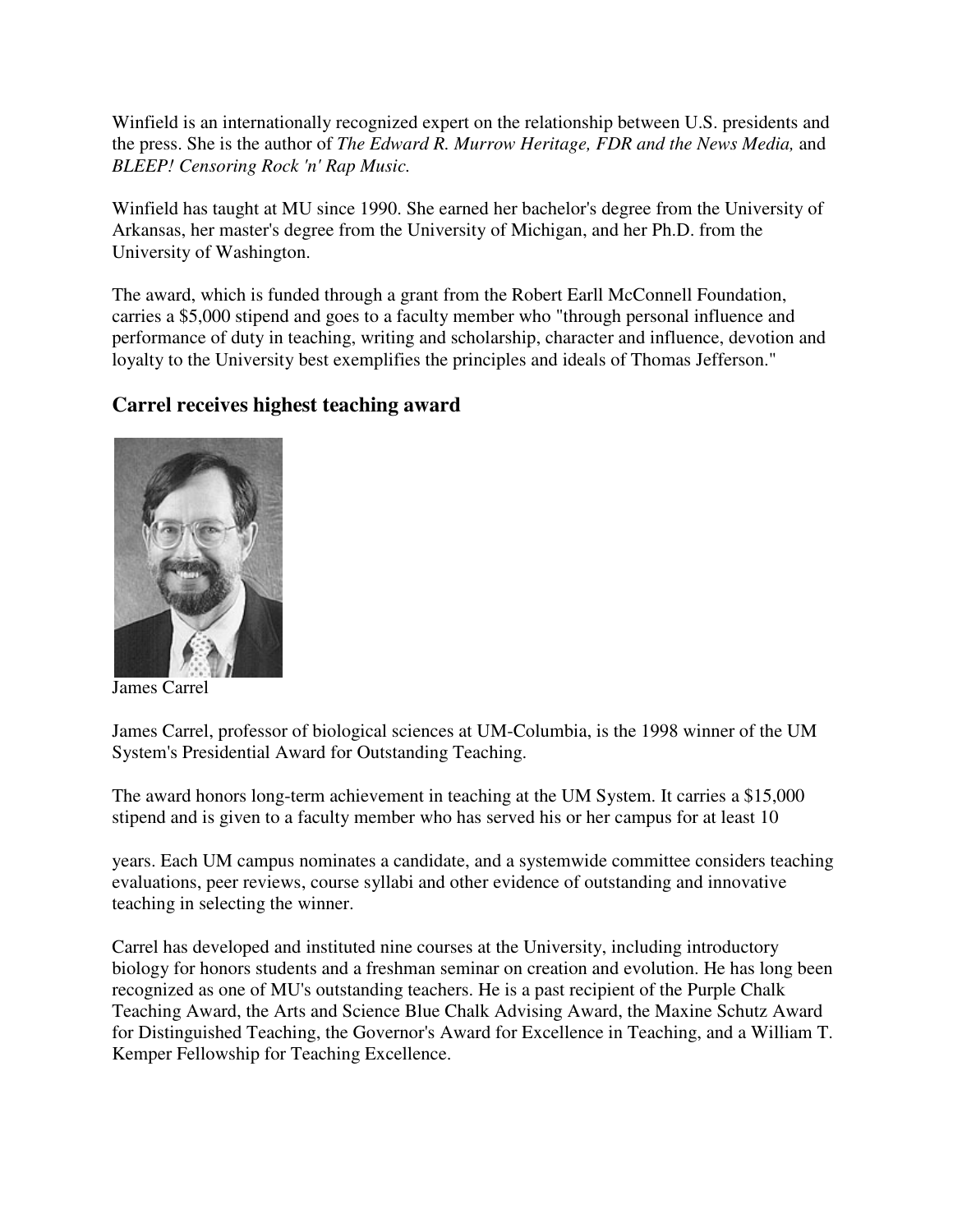Winfield is an internationally recognized expert on the relationship between U.S. presidents and the press. She is the author of *The Edward R. Murrow Heritage, FDR and the News Media,* and *BLEEP! Censoring Rock 'n' Rap Music.*

Winfield has taught at MU since 1990. She earned her bachelor's degree from the University of Arkansas, her master's degree from the University of Michigan, and her Ph.D. from the University of Washington.

The award, which is funded through a grant from the Robert Earll McConnell Foundation, carries a $5,000 stipend and goes to a faculty member who "through personal influence and performance of duty in teaching, writing and scholarship, character and influence, devotion and loyalty to the University best exemplifies the principles and ideals of Thomas Jefferson."

## Carrel receives highest teaching award

James Carrel

James Carrel, professor of biological sciences at UM-Columbia, is the 1998 winner of the UM System's Presidential Award for Outstanding Teaching.

The award honors long-term achievement in teaching at the UM System. It carries a $15,000 stipend and is given to a faculty member who has served his or her campus for at least 10 years. Each UM campus nominates a candidate, and a systemwide committee considers teaching evaluations, peer reviews, course syllabi and other evidence of outstanding and innovative teaching in selecting the winner.

Carrel has developed and instituted nine courses at the University, including introductory biology for honors students and a freshman seminar on creation and evolution. He has long been recognized as one of MU's outstanding teachers. He is a past recipient of the Purple Chalk Teaching Award, the Arts and Science Blue Chalk Advising Award, the Maxine Schutz Award for Distinguished Teaching, the Governor's Award for Excellence in Teaching, and a William T. Kemper Fellowship for Teaching Excellence.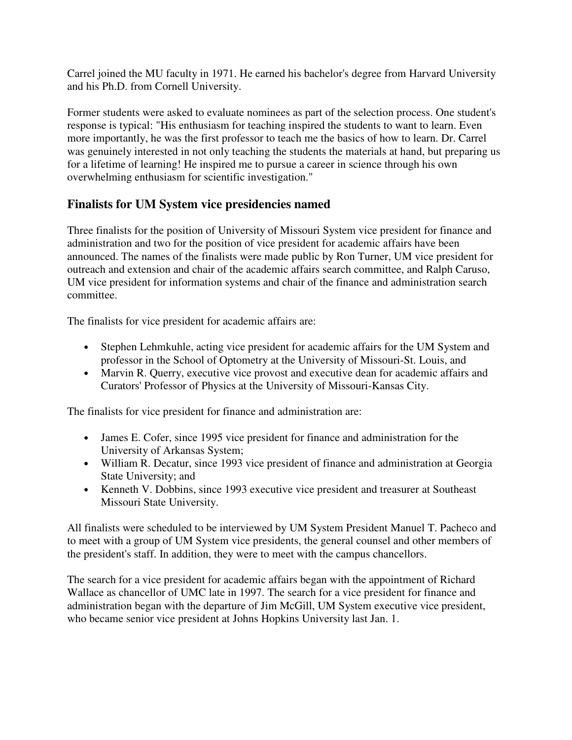Carrel joined the MU faculty in 1971. He earned his bachelor's degree from Harvard University and his Ph.D. from Cornell University.

Former students were asked to evaluate nominees as part of the selection process. One student's response is typical: "His enthusiasm for teaching inspired the students to want to learn. Even more importantly, he was the first professor to teach me the basics of how to learn. Dr. Carrel was genuinely interested in not only teaching the students the materials at hand, but preparing us for a lifetime of learning! He inspired me to pursue a career in science through his own overwhelming enthusiasm for scientific investigation."

## Finalists for UM System vice presidencies named

Three finalists for the position of University of Missouri System vice president for finance and administration and two for the position of vice president for academic affairs have been announced. The names of the finalists were made public by Ron Turner, UM vice president for outreach and extension and chair of the academic affairs search committee, and Ralph Caruso, UM vice president for information systems and chair of the finance and administration search committee.

The finalists for vice president for academic affairs are:

- Stephen Lehmkuhle, acting vice president for academic affairs for the UM System and professor in the School of Optometry at the University of Missouri-St. Louis, and
- Marvin R. Querry, executive vice provost and executive dean for academic affairs and Curators' Professor of Physics at the University of Missouri-Kansas City.

The finalists for vice president for finance and administration are:

- James E. Cofer, since 1995 vice president for finance and administration for the University of Arkansas System;
- William R. Decatur, since 1993 vice president of finance and administration at Georgia State University; and
- Kenneth V. Dobbins, since 1993 executive vice president and treasurer at Southeast Missouri State University.

All finalists were scheduled to be interviewed by UM System President Manuel T. Pacheco and to meet with a group of UM System vice presidents, the general counsel and other members of the president's staff. In addition, they were to meet with the campus chancellors.

The search for a vice president for academic affairs began with the appointment of Richard Wallace as chancellor of UMC late in 1997. The search for a vice president for finance and administration began with the departure of Jim McGill, UM System executive vice president, who became senior vice president at Johns Hopkins University last Jan. 1.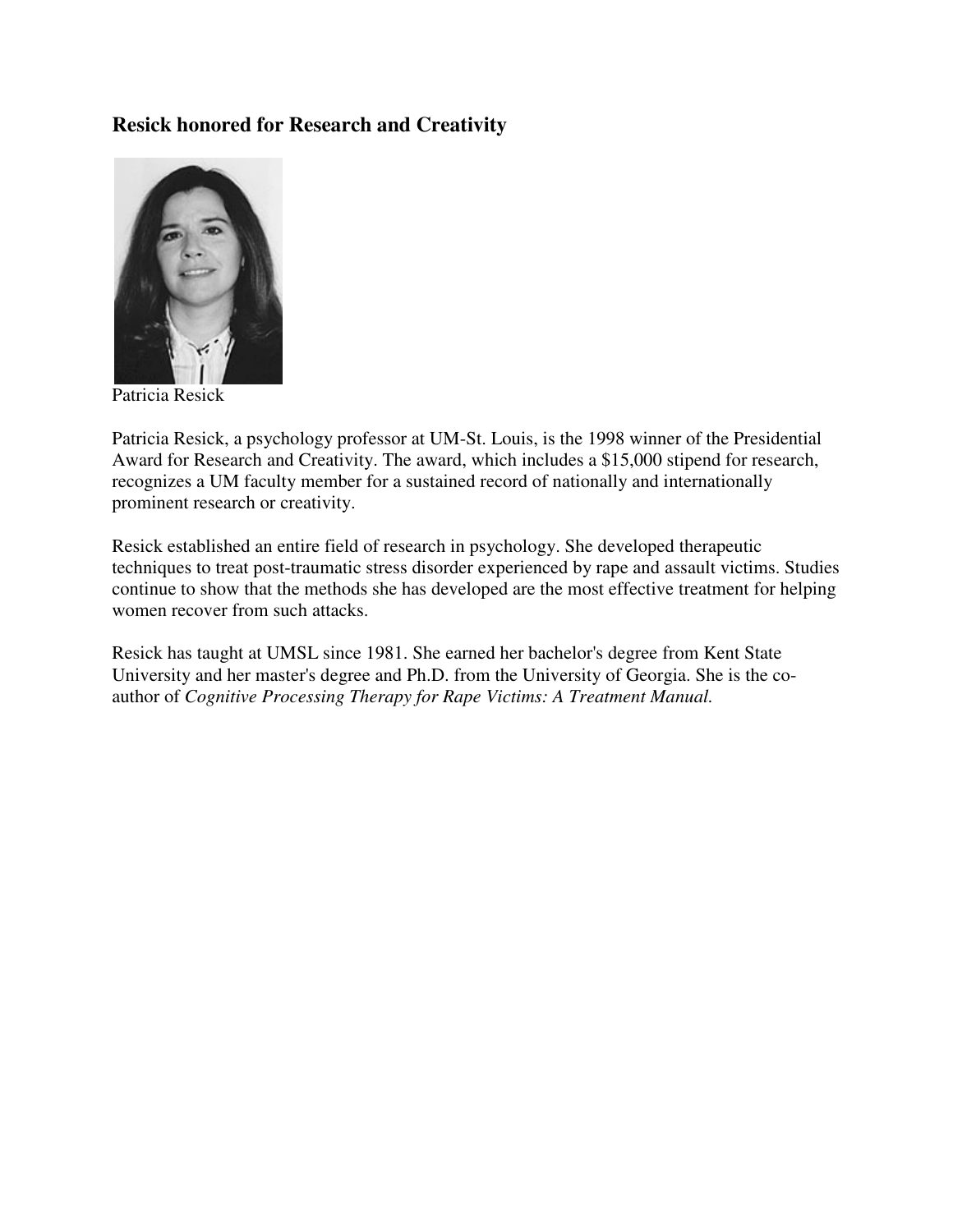### Resick honored for Research and Creativity

Patricia Resick

Patricia Resick, a psychology professor at UM-St. Louis, is the 1998 winner of the Presidential Award for Research and Creativity. The award, which includes a $15,000 stipend for research, recognizes a UM faculty member for a sustained record of nationally and internationally prominent research or creativity.

Resick established an entire field of research in psychology. She developed therapeutic techniques to treat post-traumatic stress disorder experienced by rape and assault victims. Studies continue to show that the methods she has developed are the most effective treatment for helping women recover from such attacks.

Resick has taught at UMSL since 1981. She earned her bachelor's degree from Kent State University and her master's degree and Ph.D. from the University of Georgia. She is the co-author of *Cognitive Processing Therapy for Rape Victims: A Treatment Manual.*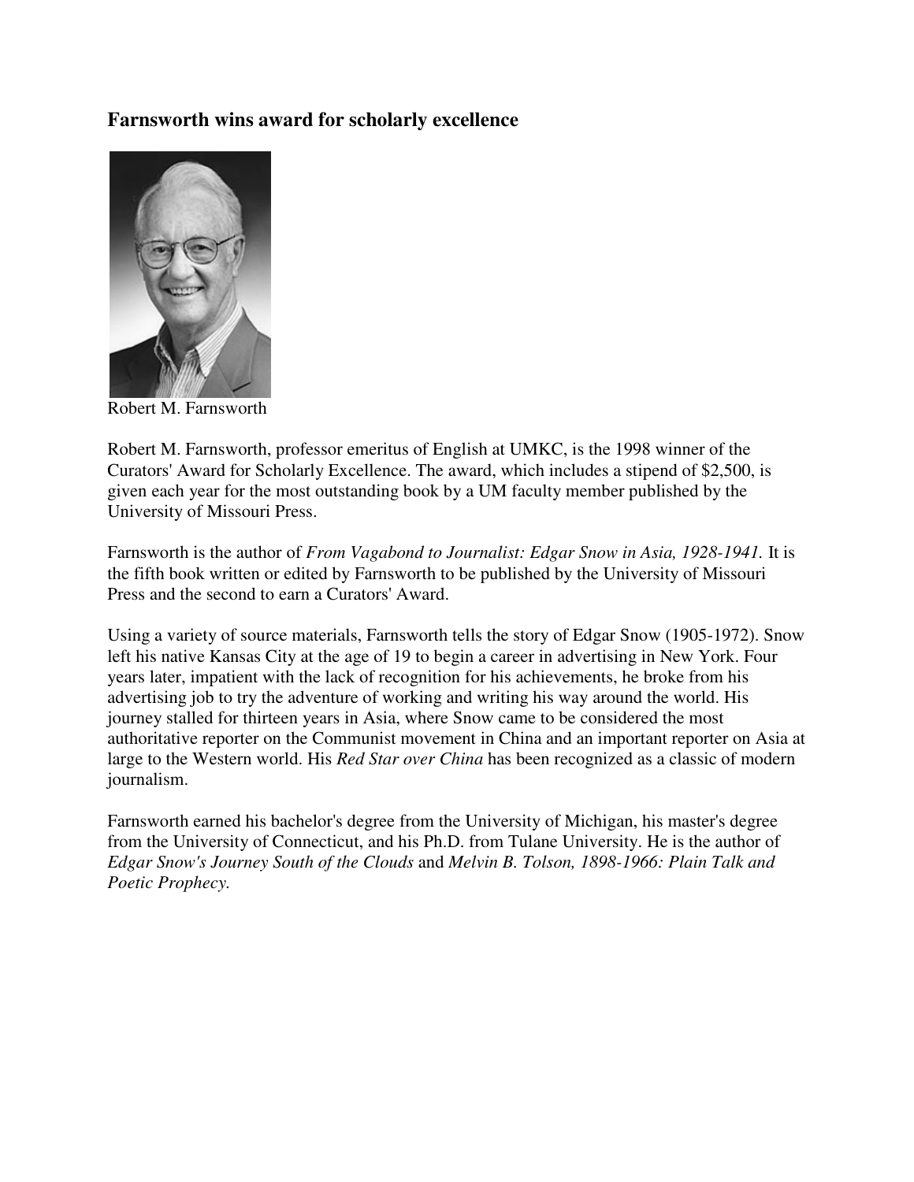### Farnsworth wins award for scholarly excellence

Robert M. Farnsworth

Robert M. Farnsworth, professor emeritus of English at UMKC, is the 1998 winner of the Curators' Award for Scholarly Excellence. The award, which includes a stipend of $2,500, is given each year for the most outstanding book by a UM faculty member published by the University of Missouri Press.

Farnsworth is the author of *From Vagabond to Journalist: Edgar Snow in Asia, 1928-1941.* It is the fifth book written or edited by Farnsworth to be published by the University of Missouri Press and the second to earn a Curators' Award.

Using a variety of source materials, Farnsworth tells the story of Edgar Snow (1905-1972). Snow left his native Kansas City at the age of 19 to begin a career in advertising in New York. Four years later, impatient with the lack of recognition for his achievements, he broke from his advertising job to try the adventure of working and writing his way around the world. His journey stalled for thirteen years in Asia, where Snow came to be considered the most authoritative reporter on the Communist movement in China and an important reporter on Asia at large to the Western world. His *Red Star over China* has been recognized as a classic of modern journalism.

Farnsworth earned his bachelor's degree from the University of Michigan, his master's degree from the University of Connecticut, and his Ph.D. from Tulane University. He is the author of *Edgar Snow's Journey South of the Clouds* and *Melvin B. Tolson, 1898-1966: Plain Talk and Poetic Prophecy.*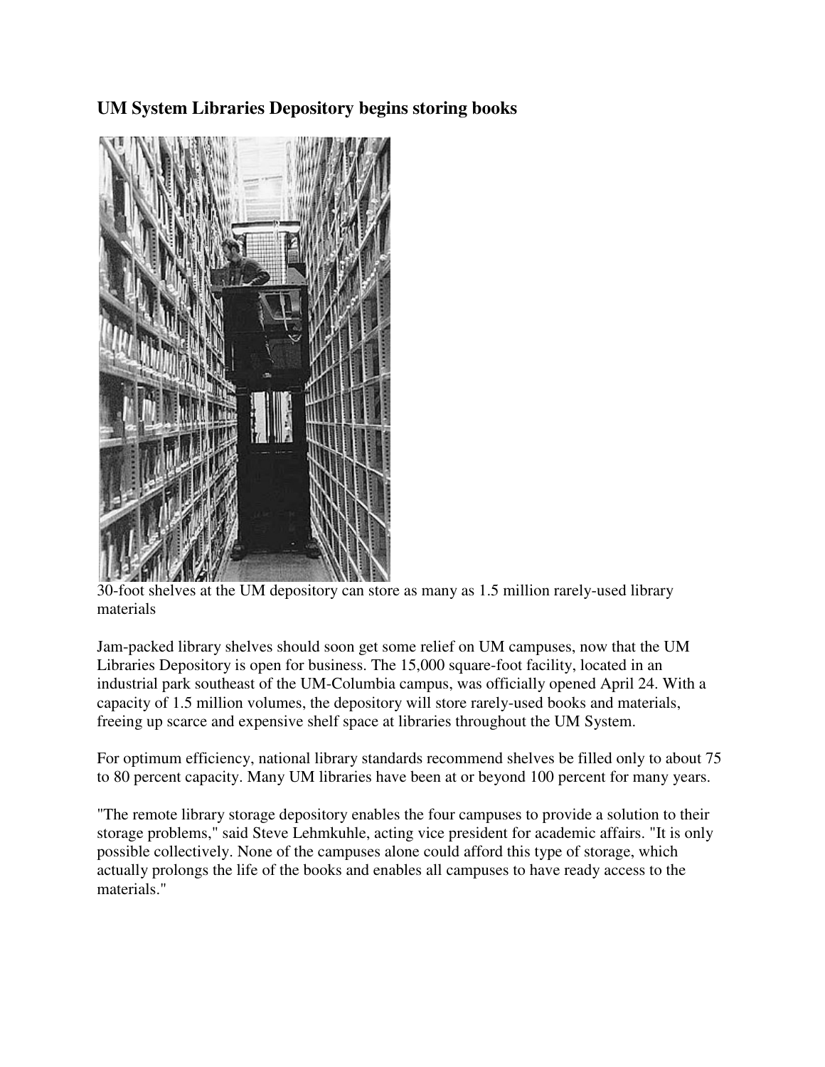## UM System Libraries Depository begins storing books

30-foot shelves at the UM depository can store as many as 1.5 million rarely-used library materials

Jam-packed library shelves should soon get some relief on UM campuses, now that the UM Libraries Depository is open for business. The 15,000 square-foot facility, located in an industrial park southeast of the UM-Columbia campus, was officially opened April 24. With a capacity of 1.5 million volumes, the depository will store rarely-used books and materials, freeing up scarce and expensive shelf space at libraries throughout the UM System.

For optimum efficiency, national library standards recommend shelves be filled only to about 75 to 80 percent capacity. Many UM libraries have been at or beyond 100 percent for many years.

"The remote library storage depository enables the four campuses to provide a solution to their storage problems," said Steve Lehmkuhle, acting vice president for academic affairs. "It is only possible collectively. None of the campuses alone could afford this type of storage, which actually prolongs the life of the books and enables all campuses to have ready access to the materials."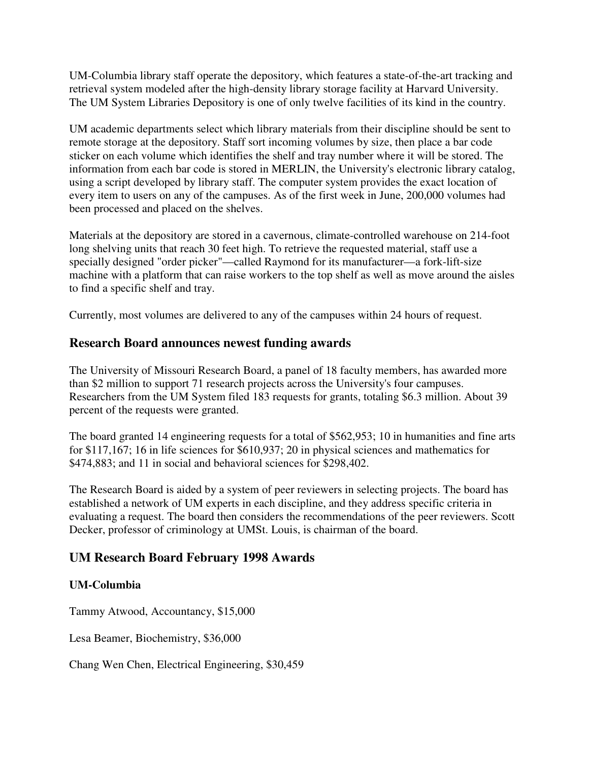UM-Columbia library staff operate the depository, which features a state-of-the-art tracking and retrieval system modeled after the high-density library storage facility at Harvard University. The UM System Libraries Depository is one of only twelve facilities of its kind in the country.

UM academic departments select which library materials from their discipline should be sent to remote storage at the depository. Staff sort incoming volumes by size, then place a bar code sticker on each volume which identifies the shelf and tray number where it will be stored. The information from each bar code is stored in MERLIN, the University's electronic library catalog, using a script developed by library staff. The computer system provides the exact location of every item to users on any of the campuses. As of the first week in June, 200,000 volumes had been processed and placed on the shelves.

Materials at the depository are stored in a cavernous, climate-controlled warehouse on 214-foot long shelving units that reach 30 feet high. To retrieve the requested material, staff use a specially designed "order picker"—called Raymond for its manufacturer—a fork-lift-size machine with a platform that can raise workers to the top shelf as well as move around the aisles to find a specific shelf and tray.

Currently, most volumes are delivered to any of the campuses within 24 hours of request.

## Research Board announces newest funding awards

The University of Missouri Research Board, a panel of 18 faculty members, has awarded more than $2 million to support 71 research projects across the University's four campuses. Researchers from the UM System filed 183 requests for grants, totaling $6.3 million. About 39 percent of the requests were granted.

The board granted 14 engineering requests for a total of $562,953; 10 in humanities and fine arts for $117,167; 16 in life sciences for $610,937; 20 in physical sciences and mathematics for $474,883; and 11 in social and behavioral sciences for $298,402.

The Research Board is aided by a system of peer reviewers in selecting projects. The board has established a network of UM experts in each discipline, and they address specific criteria in evaluating a request. The board then considers the recommendations of the peer reviewers. Scott Decker, professor of criminology at UMSt. Louis, is chairman of the board.

## UM Research Board February 1998 Awards

### UM-Columbia

Tammy Atwood, Accountancy, $15,000

Lesa Beamer, Biochemistry, $36,000

Chang Wen Chen, Electrical Engineering, $30,459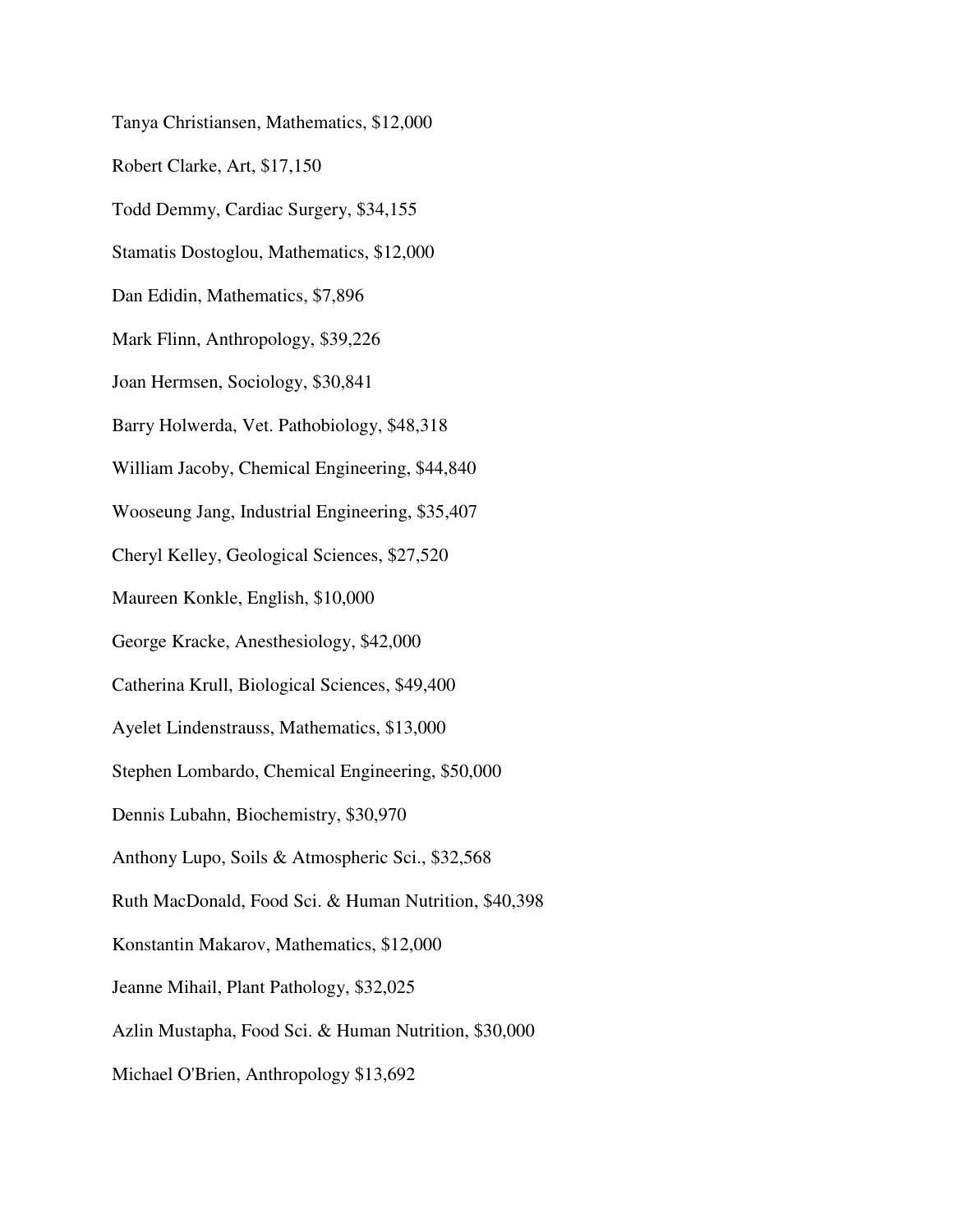Tanya Christiansen, Mathematics, $12,000

Robert Clarke, Art, $17,150

Todd Demmy, Cardiac Surgery, $34,155

Stamatis Dostoglou, Mathematics, $12,000

Dan Edidin, Mathematics, $7,896

Mark Flinn, Anthropology, $39,226

Joan Hermsen, Sociology, $30,841

Barry Holwerda, Vet. Pathobiology, $48,318

William Jacoby, Chemical Engineering, $44,840

Wooseung Jang, Industrial Engineering, $35,407

Cheryl Kelley, Geological Sciences, $27,520

Maureen Konkle, English, $10,000

George Kracke, Anesthesiology, $42,000

Catherina Krull, Biological Sciences, $49,400

Ayelet Lindenstrauss, Mathematics, $13,000

Stephen Lombardo, Chemical Engineering, $50,000

Dennis Lubahn, Biochemistry, $30,970

Anthony Lupo, Soils & Atmospheric Sci., $32,568

Ruth MacDonald, Food Sci. & Human Nutrition, $40,398

Konstantin Makarov, Mathematics, $12,000

Jeanne Mihail, Plant Pathology, $32,025

Azlin Mustapha, Food Sci. & Human Nutrition, $30,000

Michael O'Brien, Anthropology $13,692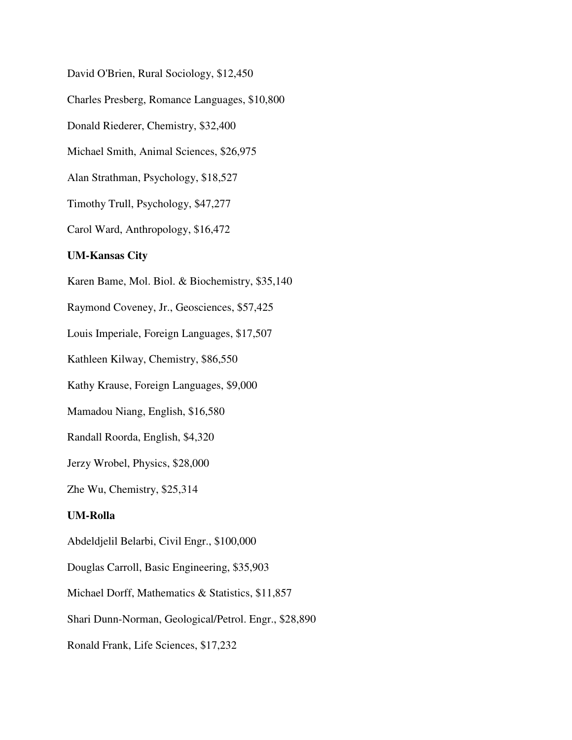David O'Brien, Rural Sociology, $12,450

Charles Presberg, Romance Languages, $10,800

Donald Riederer, Chemistry, $32,400

Michael Smith, Animal Sciences, $26,975

Alan Strathman, Psychology, $18,527

Timothy Trull, Psychology, $47,277

Carol Ward, Anthropology, $16,472

**UM-Kansas City**

Karen Bame, Mol. Biol. & Biochemistry, $35,140

Raymond Coveney, Jr., Geosciences, $57,425

Louis Imperiale, Foreign Languages, $17,507

Kathleen Kilway, Chemistry, $86,550

Kathy Krause, Foreign Languages, $9,000

Mamadou Niang, English, $16,580

Randall Roorda, English, $4,320

Jerzy Wrobel, Physics, $28,000

Zhe Wu, Chemistry, $25,314

**UM-Rolla**

Abdeldjelil Belarbi, Civil Engr., $100,000

Douglas Carroll, Basic Engineering, $35,903

Michael Dorff, Mathematics & Statistics, $11,857

Shari Dunn-Norman, Geological/Petrol. Engr., $28,890

Ronald Frank, Life Sciences, $17,232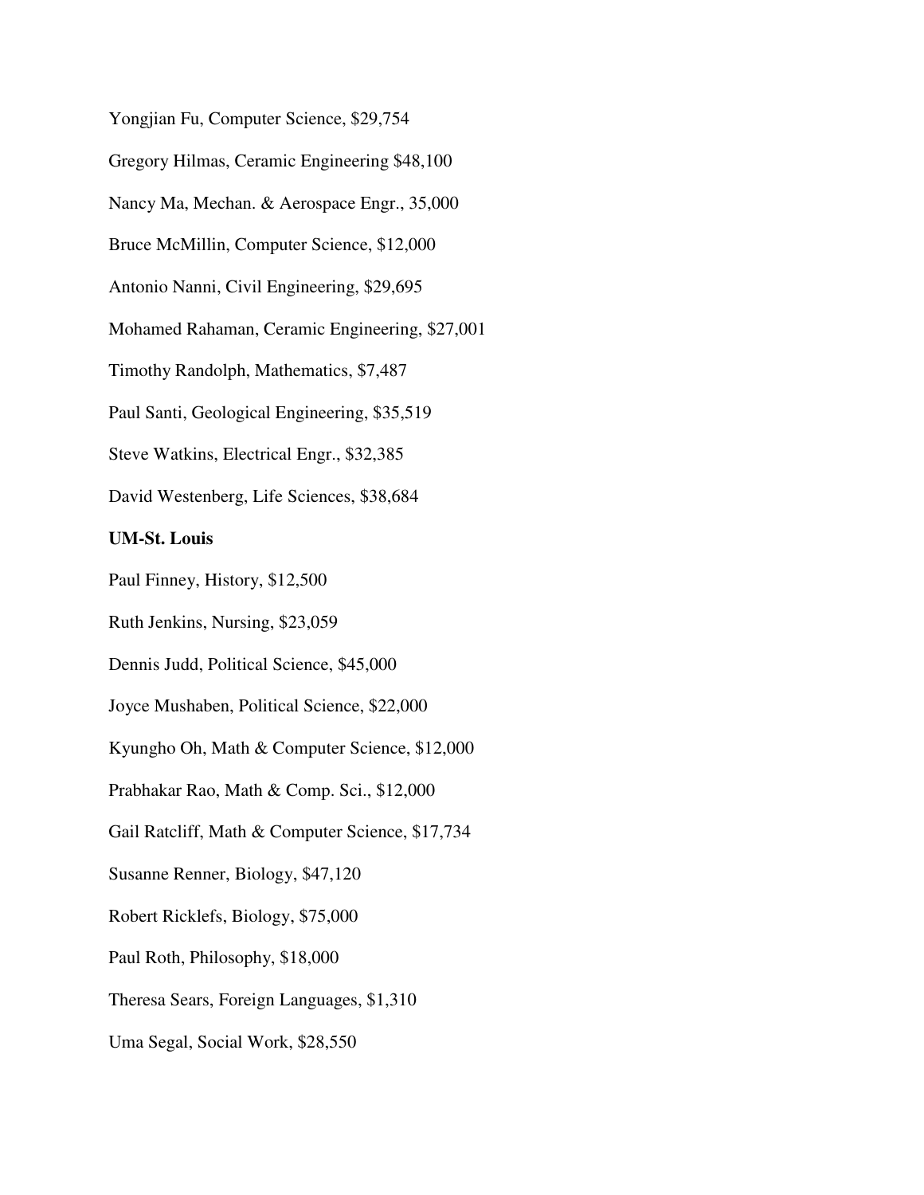Yongjian Fu, Computer Science, $29,754

Gregory Hilmas, Ceramic Engineering $48,100

Nancy Ma, Mechan. & Aerospace Engr., 35,000

Bruce McMillin, Computer Science, $12,000

Antonio Nanni, Civil Engineering, $29,695

Mohamed Rahaman, Ceramic Engineering, $27,001

Timothy Randolph, Mathematics, $7,487

Paul Santi, Geological Engineering, $35,519

Steve Watkins, Electrical Engr., $32,385

David Westenberg, Life Sciences, $38,684

**UM-St. Louis**

Paul Finney, History, $12,500

Ruth Jenkins, Nursing, $23,059

Dennis Judd, Political Science, $45,000

Joyce Mushaben, Political Science, $22,000

Kyungho Oh, Math & Computer Science, $12,000

Prabhakar Rao, Math & Comp. Sci., $12,000

Gail Ratcliff, Math & Computer Science, $17,734

Susanne Renner, Biology, $47,120

Robert Ricklefs, Biology, $75,000

Paul Roth, Philosophy, $18,000

Theresa Sears, Foreign Languages, $1,310

Uma Segal, Social Work, $28,550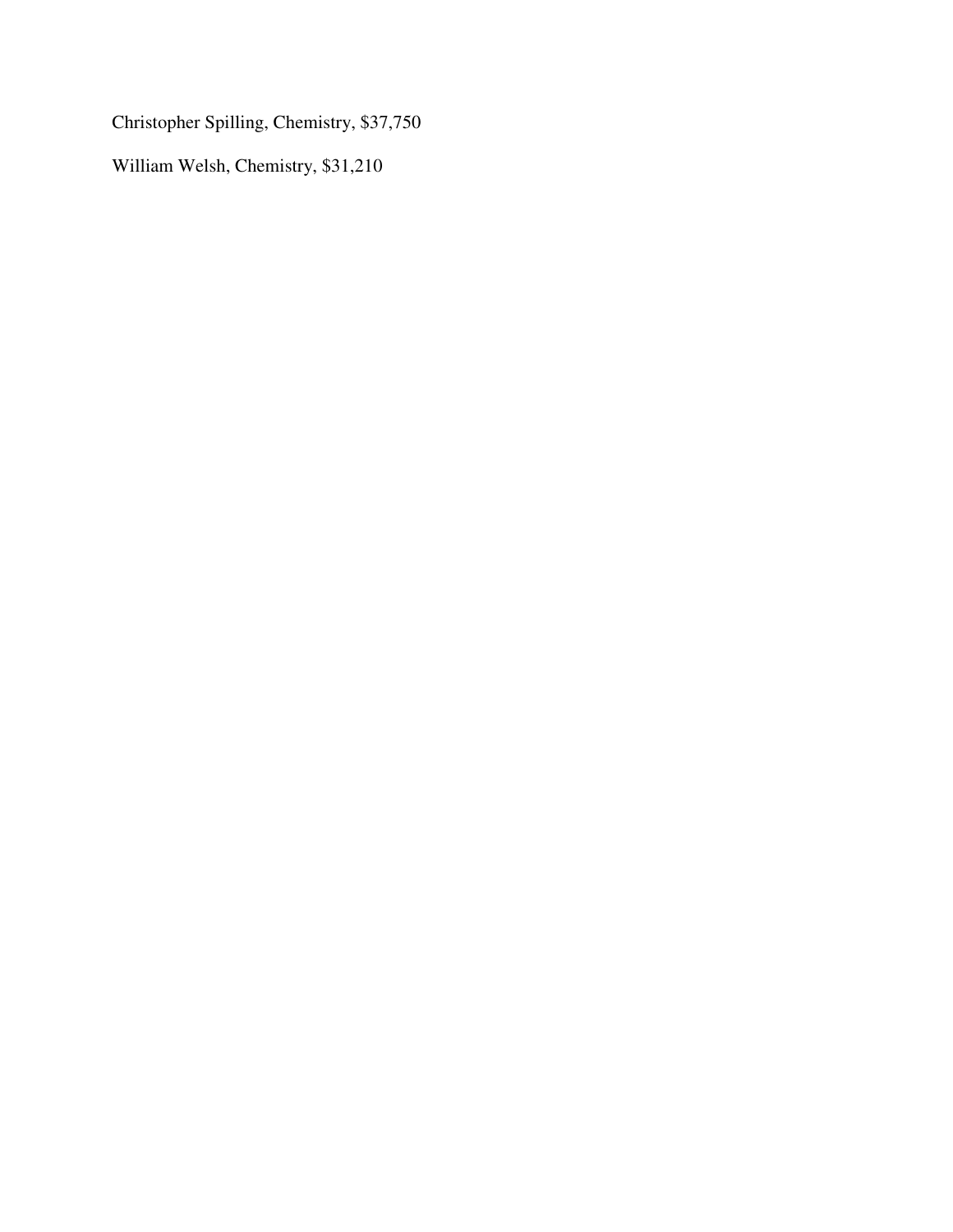Christopher Spilling, Chemistry, $37,750

William Welsh, Chemistry, $31,210